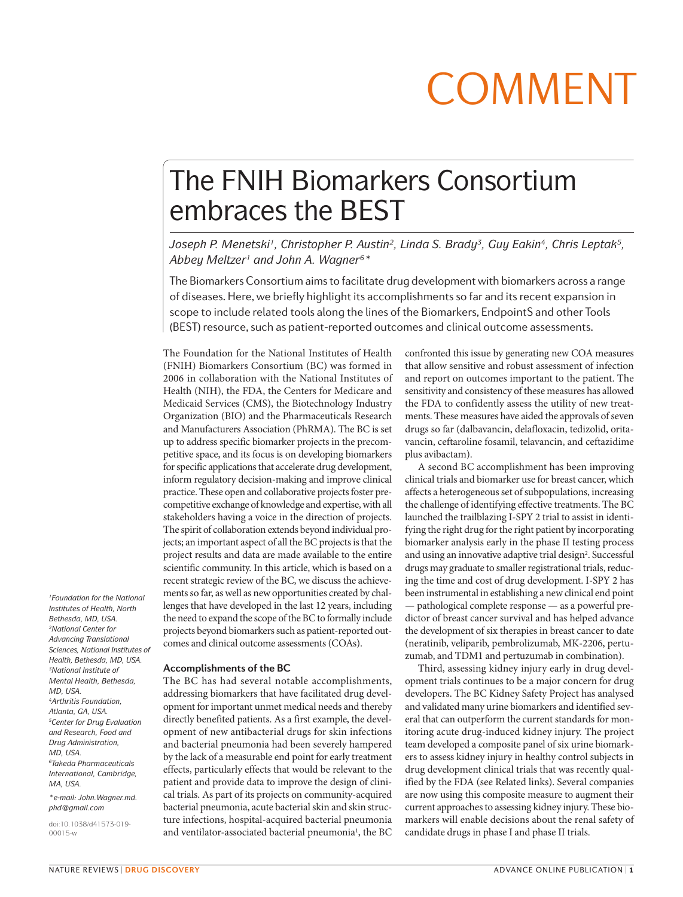COMMENT

# The FNIH Biomarkers Consortium embraces the BEST

*Joseph P. Menetski[1], Christopher P. Austin[2], Linda S. Brady[3], Guy Eakin[4], Chris Leptak[5], Abbey Meltzer[1] and John A. Wagner[6]**

The Biomarkers Consortium aims to facilitate drug development with biomarkers across a range of diseases. Here, we briefly highlight its accomplishments so far and its recent expansion in scope to include related tools along the lines of the Biomarkers, EndpointS and other Tools (BEST) resource, such as patient-reported outcomes and clinical outcome assessments.

The Foundation for the National Institutes of Health (FNIH) Biomarkers Consortium (BC) was formed in 2006 in collaboration with the National Institutes of Health (NIH), the FDA, the Centers for Medicare and Medicaid Services (CMS), the Biotechnology Industry Organization (BIO) and the Pharmaceuticals Research and Manufacturers Association (PhRMA). The BC is set up to address specific biomarker projects in the precompetitive space, and its focus is on developing biomarkers for specific applications that accelerate drug development, inform regulatory decision-making and improve clinical practice. These open and collaborative projects foster precompetitive exchange of knowledge and expertise, with all stakeholders having a voice in the direction of projects. The spirit of collaboration extends beyond individual projects; an important aspect of all the BC projects is that the project results and data are made available to the entire scientific community. In this article, which is based on a recent strategic review of the BC, we discuss the achievements so far, as well as new opportunities created by challenges that have developed in the last 12 years, including the need to expand the scope of the BC to formally include projects beyond biomarkers such as patient-reported outcomes and clinical outcome assessments (COAs).

## Accomplishments of the BC

The BC has had several notable accomplishments, addressing biomarkers that have facilitated drug development for important unmet medical needs and thereby directly benefited patients. As a first example, the development of new antibacterial drugs for skin infections and bacterial pneumonia had been severely hampered by the lack of a measurable end point for early treatment effects, particularly effects that would be relevant to the patient and provide data to improve the design of clinical trials. As part of its projects on community-acquired bacterial pneumonia, acute bacterial skin and skin structure infections, hospital-acquired bacterial pneumonia and ventilator-associated bacterial pneumonia[1], the BC confronted this issue by generating new COA measures that allow sensitive and robust assessment of infection and report on outcomes important to the patient. The sensitivity and consistency of these measures has allowed the FDA to confidently assess the utility of new treatments. These measures have aided the approvals of seven drugs so far (dalbavancin, delafloxacin, tedizolid, oritavancin, ceftaroline fosamil, telavancin, and ceftazidime plus avibactam).

A second BC accomplishment has been improving clinical trials and biomarker use for breast cancer, which affects a heterogeneous set of subpopulations, increasing the challenge of identifying effective treatments. The BC launched the trailblazing I-SPY 2 trial to assist in identifying the right drug for the right patient by incorporating biomarker analysis early in the phase II testing process and using an innovative adaptive trial design[2]. Successful drugs may graduate to smaller registrational trials, reducing the time and cost of drug development. I-SPY 2 has been instrumental in establishing a new clinical end point — pathological complete response — as a powerful predictor of breast cancer survival and has helped advance the development of six therapies in breast cancer to date (neratinib, veliparib, pembrolizumab, MK-2206, pertuzumab, and TDM1 and pertuzumab in combination).

Third, assessing kidney injury early in drug development trials continues to be a major concern for drug developers. The BC Kidney Safety Project has analysed and validated many urine biomarkers and identified several that can outperform the current standards for monitoring acute drug-induced kidney injury. The project team developed a composite panel of six urine biomarkers to assess kidney injury in healthy control subjects in drug development clinical trials that was recently qualified by the FDA (see Related links). Several companies are now using this composite measure to augment their current approaches to assessing kidney injury. These biomarkers will enable decisions about the renal safety of candidate drugs in phase I and phase II trials.

*[1]Foundation for the National Institutes of Health, North Bethesda, MD, USA.*
*[2]National Center for Advancing Translational Sciences, National Institutes of Health, Bethesda, MD, USA.*
*[3]National Institute of Mental Health, Bethesda, MD, USA.*
*[4]Arthritis Foundation, Atlanta, GA, USA.*
*[5]Center for Drug Evaluation and Research, Food and Drug Administration, MD, USA.*
*[6]Takeda Pharmaceuticals International, Cambridge, MA, USA.*

**e-mail: John.Wagner.md.phd@gmail.com*

doi:10.1038/d41573-019-00015-w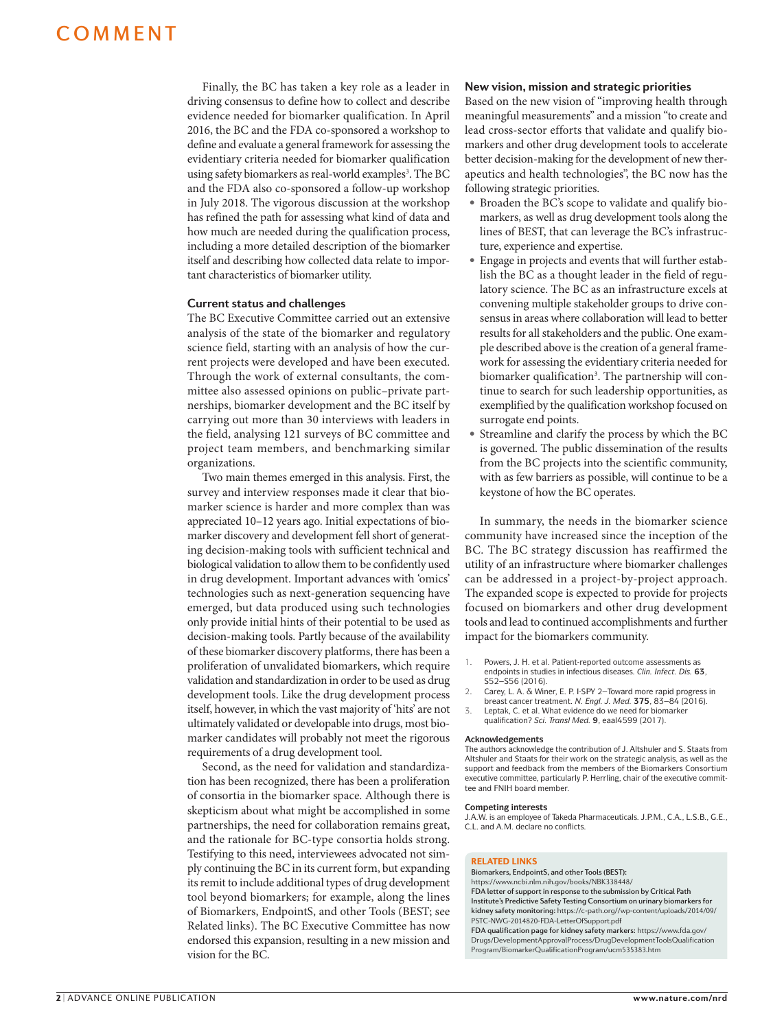Finally, the BC has taken a key role as a leader in driving consensus to define how to collect and describe evidence needed for biomarker qualification. In April 2016, the BC and the FDA co-sponsored a workshop to define and evaluate a general framework for assessing the evidentiary criteria needed for biomarker qualification using safety biomarkers as real-world examples[3]. The BC and the FDA also co-sponsored a follow-up workshop in July 2018. The vigorous discussion at the workshop has refined the path for assessing what kind of data and how much are needed during the qualification process, including a more detailed description of the biomarker itself and describing how collected data relate to important characteristics of biomarker utility.

### Current status and challenges

The BC Executive Committee carried out an extensive analysis of the state of the biomarker and regulatory science field, starting with an analysis of how the current projects were developed and have been executed. Through the work of external consultants, the committee also assessed opinions on public–private partnerships, biomarker development and the BC itself by carrying out more than 30 interviews with leaders in the field, analysing 121 surveys of BC committee and project team members, and benchmarking similar organizations.

Two main themes emerged in this analysis. First, the survey and interview responses made it clear that biomarker science is harder and more complex than was appreciated 10–12 years ago. Initial expectations of biomarker discovery and development fell short of generating decision-making tools with sufficient technical and biological validation to allow them to be confidently used in drug development. Important advances with 'omics' technologies such as next-generation sequencing have emerged, but data produced using such technologies only provide initial hints of their potential to be used as decision-making tools. Partly because of the availability of these biomarker discovery platforms, there has been a proliferation of unvalidated biomarkers, which require validation and standardization in order to be used as drug development tools. Like the drug development process itself, however, in which the vast majority of 'hits' are not ultimately validated or developable into drugs, most biomarker candidates will probably not meet the rigorous requirements of a drug development tool.

Second, as the need for validation and standardization has been recognized, there has been a proliferation of consortia in the biomarker space. Although there is skepticism about what might be accomplished in some partnerships, the need for collaboration remains great, and the rationale for BC-type consortia holds strong. Testifying to this need, interviewees advocated not simply continuing the BC in its current form, but expanding its remit to include additional types of drug development tool beyond biomarkers; for example, along the lines of Biomarkers, EndpointS, and other Tools (BEST; see Related links). The BC Executive Committee has now endorsed this expansion, resulting in a new mission and vision for the BC.

### New vision, mission and strategic priorities

Based on the new vision of "improving health through meaningful measurements" and a mission "to create and lead cross-sector efforts that validate and qualify biomarkers and other drug development tools to accelerate better decision-making for the development of new therapeutics and health technologies", the BC now has the following strategic priorities.

- Broaden the BC's scope to validate and qualify biomarkers, as well as drug development tools along the lines of BEST, that can leverage the BC's infrastructure, experience and expertise.
- Engage in projects and events that will further establish the BC as a thought leader in the field of regulatory science. The BC as an infrastructure excels at convening multiple stakeholder groups to drive consensus in areas where collaboration will lead to better results for all stakeholders and the public. One example described above is the creation of a general framework for assessing the evidentiary criteria needed for biomarker qualification[3]. The partnership will continue to search for such leadership opportunities, as exemplified by the qualification workshop focused on surrogate end points.
- Streamline and clarify the process by which the BC is governed. The public dissemination of the results from the BC projects into the scientific community, with as few barriers as possible, will continue to be a keystone of how the BC operates.

In summary, the needs in the biomarker science community have increased since the inception of the BC. The BC strategy discussion has reaffirmed the utility of an infrastructure where biomarker challenges can be addressed in a project-by-project approach. The expanded scope is expected to provide for projects focused on biomarkers and other drug development tools and lead to continued accomplishments and further impact for the biomarkers community.

1. Powers, J. H. et al. Patient-reported outcome assessments as endpoints in studies in infectious diseases. *Clin. Infect. Dis.* **63**, S52–S56 (2016).
2. Carey, L. A. & Winer, E. P. I-SPY 2—Toward more rapid progress in breast cancer treatment. *N. Engl. J. Med.* **375**, 83–84 (2016).
3. Leptak, C. et al. What evidence do we need for biomarker qualification? *Sci. Transl Med.* **9**, eaal4599 (2017).

#### Acknowledgements

The authors acknowledge the contribution of J. Altshuler and S. Staats from Altshuler and Staats for their work on the strategic analysis, as well as the support and feedback from the members of the Biomarkers Consortium executive committee, particularly P. Herrling, chair of the executive committee and FNIH board member.

#### Competing interests

J.A.W. is an employee of Takeda Pharmaceuticals. J.P.M., C.A., L.S.B., G.E., C.L. and A.M. declare no conflicts.

#### RELATED LINKS

**Biomarkers, EndpointS, and other Tools (BEST):** https://www.ncbi.nlm.nih.gov/books/NBK338448/

**FDA letter of support in response to the submission by Critical Path Institute's Predictive Safety Testing Consortium on urinary biomarkers for kidney safety monitoring:** https://c-path.org//wp-content/uploads/2014/09/PSTC-NWG-2014820-FDA-LetterOfSupport.pdf

**FDA qualification page for kidney safety markers:** https://www.fda.gov/Drugs/DevelopmentApprovalProcess/DrugDevelopmentToolsQualificationProgram/BiomarkerQualificationProgram/ucm535383.htm